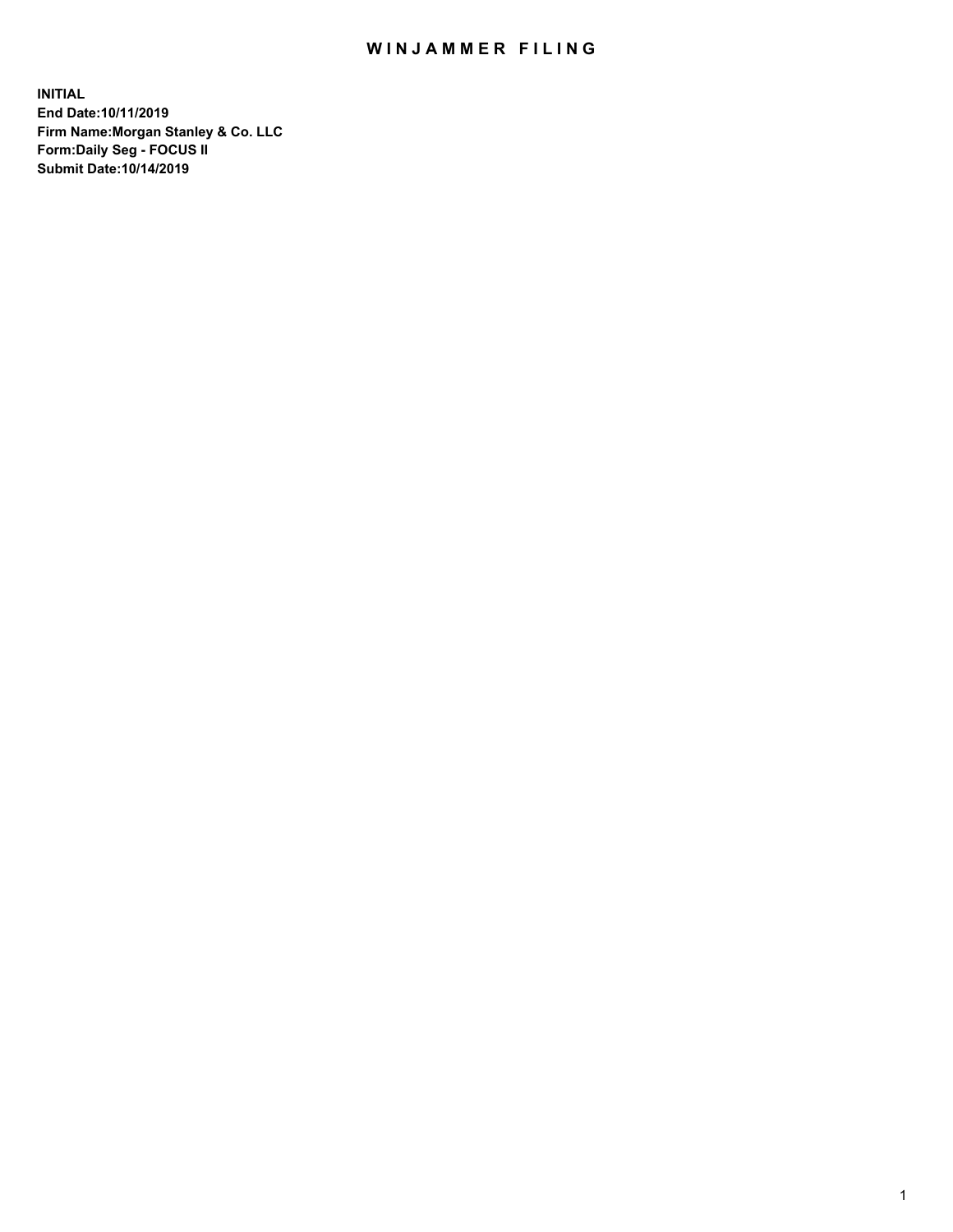# WINJAMMER FILING

**INITIAL**
**End Date:10/11/2019**
**Firm Name:Morgan Stanley & Co. LLC**
**Form:Daily Seg - FOCUS II**
**Submit Date:10/14/2019**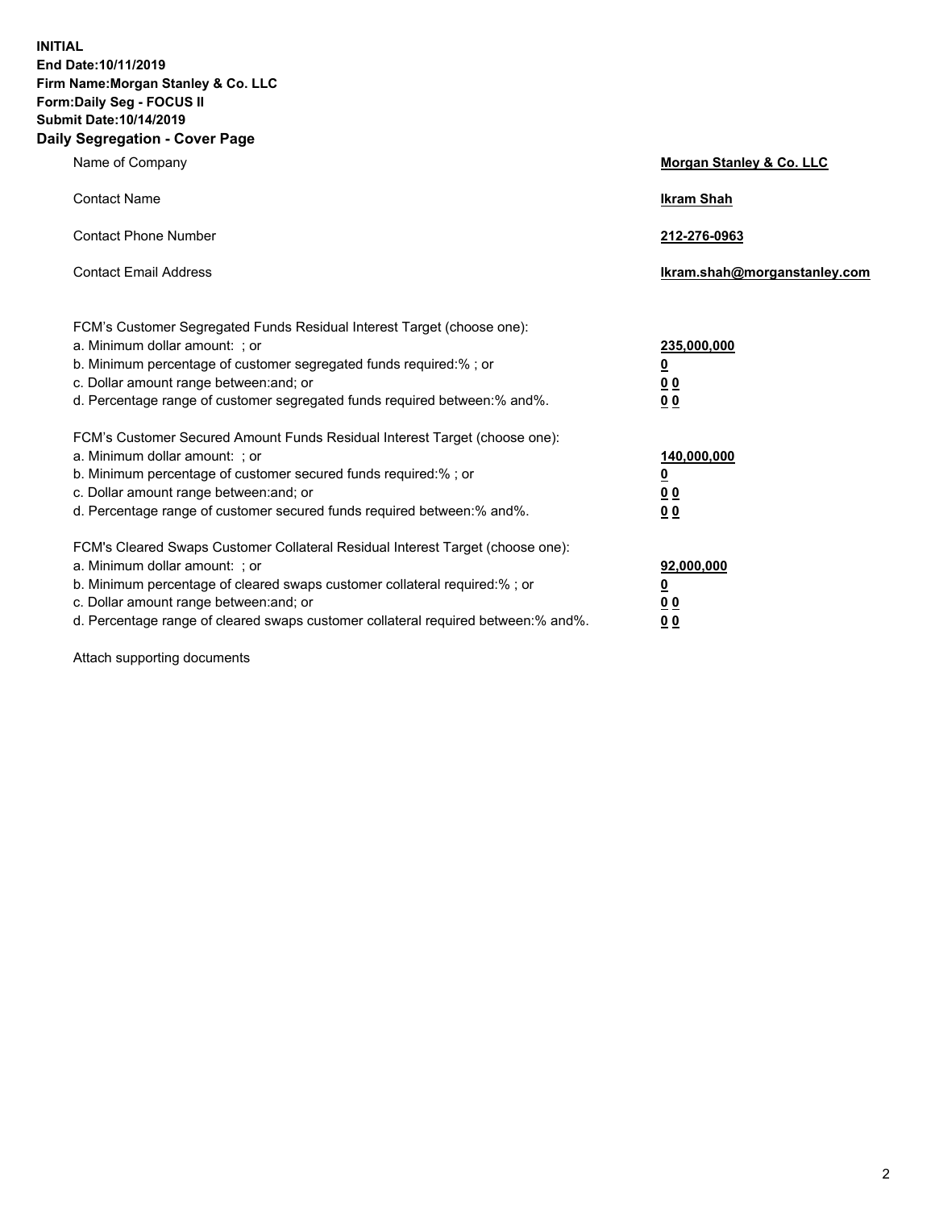**INITIAL**
**End Date:10/11/2019**
**Firm Name:Morgan Stanley & Co. LLC**
**Form:Daily Seg - FOCUS II**
**Submit Date:10/14/2019**

## Daily Segregation - Cover Page

| | |
|---|---|
| Name of Company | **Morgan Stanley & Co. LLC** |
| Contact Name | **Ikram Shah** |
| Contact Phone Number | **212-276-0963** |
| Contact Email Address | **Ikram.shah@morganstanley.com** |

| | |
|---|---|
| FCM's Customer Segregated Funds Residual Interest Target (choose one): | |
| a. Minimum dollar amount: ; or | **235,000,000** |
| b. Minimum percentage of customer segregated funds required:% ; or | **0** |
| c. Dollar amount range between:and; or | **0 0** |
| d. Percentage range of customer segregated funds required between:% and%. | **0 0** |
| FCM's Customer Secured Amount Funds Residual Interest Target (choose one): | |
| a. Minimum dollar amount: ; or | **140,000,000** |
| b. Minimum percentage of customer secured funds required:% ; or | **0** |
| c. Dollar amount range between:and; or | **0 0** |
| d. Percentage range of customer secured funds required between:% and%. | **0 0** |
| FCM's Cleared Swaps Customer Collateral Residual Interest Target (choose one): | |
| a. Minimum dollar amount: ; or | **92,000,000** |
| b. Minimum percentage of cleared swaps customer collateral required:% ; or | **0** |
| c. Dollar amount range between:and; or | **0 0** |
| d. Percentage range of cleared swaps customer collateral required between:% and%. | **0 0** |

Attach supporting documents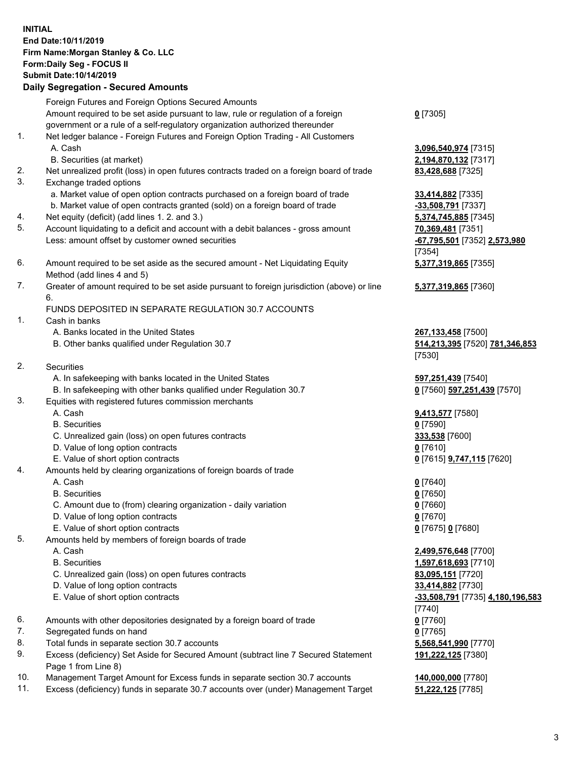**INITIAL**
**End Date:10/11/2019**
**Firm Name:Morgan Stanley & Co. LLC**
**Form:Daily Seg - FOCUS II**
**Submit Date:10/14/2019**

## Daily Segregation - Secured Amounts

| | | |
|---|---|---|
| | Foreign Futures and Foreign Options Secured Amounts | |
| | Amount required to be set aside pursuant to law, rule or regulation of a foreign government or a rule of a self-regulatory organization authorized thereunder | **0** [7305] |
| 1. | Net ledger balance - Foreign Futures and Foreign Option Trading - All Customers | |
| | A. Cash | **3,096,540,974** [7315] |
| | B. Securities (at market) | **2,194,870,132** [7317] |
| 2. | Net unrealized profit (loss) in open futures contracts traded on a foreign board of trade | **83,428,688** [7325] |
| 3. | Exchange traded options | |
| | a. Market value of open option contracts purchased on a foreign board of trade | **33,414,882** [7335] |
| | b. Market value of open contracts granted (sold) on a foreign board of trade | **-33,508,791** [7337] |
| 4. | Net equity (deficit) (add lines 1. 2. and 3.) | **5,374,745,885** [7345] |
| 5. | Account liquidating to a deficit and account with a debit balances - gross amount | **70,369,481** [7351] |
| | Less: amount offset by customer owned securities | **-67,795,501** [7352] **2,573,980** [7354] |
| 6. | Amount required to be set aside as the secured amount - Net Liquidating Equity Method (add lines 4 and 5) | **5,377,319,865** [7355] |
| 7. | Greater of amount required to be set aside pursuant to foreign jurisdiction (above) or line 6. | **5,377,319,865** [7360] |
| | FUNDS DEPOSITED IN SEPARATE REGULATION 30.7 ACCOUNTS | |
| 1. | Cash in banks | |
| | A. Banks located in the United States | **267,133,458** [7500] |
| | B. Other banks qualified under Regulation 30.7 | **514,213,395** [7520] **781,346,853** [7530] |
| 2. | Securities | |
| | A. In safekeeping with banks located in the United States | **597,251,439** [7540] |
| | B. In safekeeping with other banks qualified under Regulation 30.7 | **0** [7560] **597,251,439** [7570] |
| 3. | Equities with registered futures commission merchants | |
| | A. Cash | **9,413,577** [7580] |
| | B. Securities | **0** [7590] |
| | C. Unrealized gain (loss) on open futures contracts | **333,538** [7600] |
| | D. Value of long option contracts | **0** [7610] |
| | E. Value of short option contracts | **0** [7615] **9,747,115** [7620] |
| 4. | Amounts held by clearing organizations of foreign boards of trade | |
| | A. Cash | **0** [7640] |
| | B. Securities | **0** [7650] |
| | C. Amount due to (from) clearing organization - daily variation | **0** [7660] |
| | D. Value of long option contracts | **0** [7670] |
| | E. Value of short option contracts | **0** [7675] **0** [7680] |
| 5. | Amounts held by members of foreign boards of trade | |
| | A. Cash | **2,499,576,648** [7700] |
| | B. Securities | **1,597,618,693** [7710] |
| | C. Unrealized gain (loss) on open futures contracts | **83,095,151** [7720] |
| | D. Value of long option contracts | **33,414,882** [7730] |
| | E. Value of short option contracts | **-33,508,791** [7735] **4,180,196,583** [7740] |
| 6. | Amounts with other depositories designated by a foreign board of trade | **0** [7760] |
| 7. | Segregated funds on hand | **0** [7765] |
| 8. | Total funds in separate section 30.7 accounts | **5,568,541,990** [7770] |
| 9. | Excess (deficiency) Set Aside for Secured Amount (subtract line 7 Secured Statement Page 1 from Line 8) | **191,222,125** [7380] |
| 10. | Management Target Amount for Excess funds in separate section 30.7 accounts | **140,000,000** [7780] |
| 11. | Excess (deficiency) funds in separate 30.7 accounts over (under) Management Target | **51,222,125** [7785] |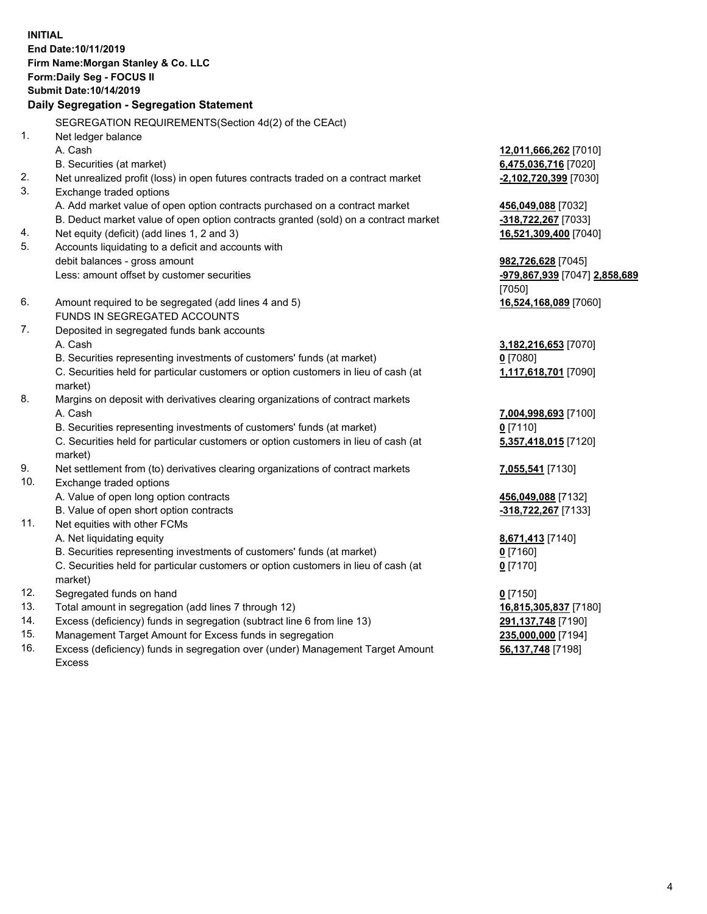**INITIAL**
**End Date:10/11/2019**
**Firm Name:Morgan Stanley & Co. LLC**
**Form:Daily Seg - FOCUS II**
**Submit Date:10/14/2019**

**Daily Segregation - Segregation Statement**

SEGREGATION REQUIREMENTS(Section 4d(2) of the CEAct)

| | | |
|---|---|---|
| 1. | Net ledger balance | |
| | A. Cash | **12,011,666,262** [7010] |
| | B. Securities (at market) | **6,475,036,716** [7020] |
| 2. | Net unrealized profit (loss) in open futures contracts traded on a contract market | **-2,102,720,399** [7030] |
| 3. | Exchange traded options | |
| | A. Add market value of open option contracts purchased on a contract market | **456,049,088** [7032] |
| | B. Deduct market value of open option contracts granted (sold) on a contract market | **-318,722,267** [7033] |
| 4. | Net equity (deficit) (add lines 1, 2 and 3) | **16,521,309,400** [7040] |
| 5. | Accounts liquidating to a deficit and accounts with debit balances - gross amount | **982,726,628** [7045] |
| | Less: amount offset by customer securities | **-979,867,939** [7047] **2,858,689** [7050] |
| 6. | Amount required to be segregated (add lines 4 and 5) | **16,524,168,089** [7060] |
| | FUNDS IN SEGREGATED ACCOUNTS | |
| 7. | Deposited in segregated funds bank accounts | |
| | A. Cash | **3,182,216,653** [7070] |
| | B. Securities representing investments of customers' funds (at market) | **0** [7080] |
| | C. Securities held for particular customers or option customers in lieu of cash (at market) | **1,117,618,701** [7090] |
| 8. | Margins on deposit with derivatives clearing organizations of contract markets | |
| | A. Cash | **7,004,998,693** [7100] |
| | B. Securities representing investments of customers' funds (at market) | **0** [7110] |
| | C. Securities held for particular customers or option customers in lieu of cash (at market) | **5,357,418,015** [7120] |
| 9. | Net settlement from (to) derivatives clearing organizations of contract markets | **7,055,541** [7130] |
| 10. | Exchange traded options | |
| | A. Value of open long option contracts | **456,049,088** [7132] |
| | B. Value of open short option contracts | **-318,722,267** [7133] |
| 11. | Net equities with other FCMs | |
| | A. Net liquidating equity | **8,671,413** [7140] |
| | B. Securities representing investments of customers' funds (at market) | **0** [7160] |
| | C. Securities held for particular customers or option customers in lieu of cash (at market) | **0** [7170] |
| 12. | Segregated funds on hand | **0** [7150] |
| 13. | Total amount in segregation (add lines 7 through 12) | **16,815,305,837** [7180] |
| 14. | Excess (deficiency) funds in segregation (subtract line 6 from line 13) | **291,137,748** [7190] |
| 15. | Management Target Amount for Excess funds in segregation | **235,000,000** [7194] |
| 16. | Excess (deficiency) funds in segregation over (under) Management Target Amount Excess | **56,137,748** [7198] |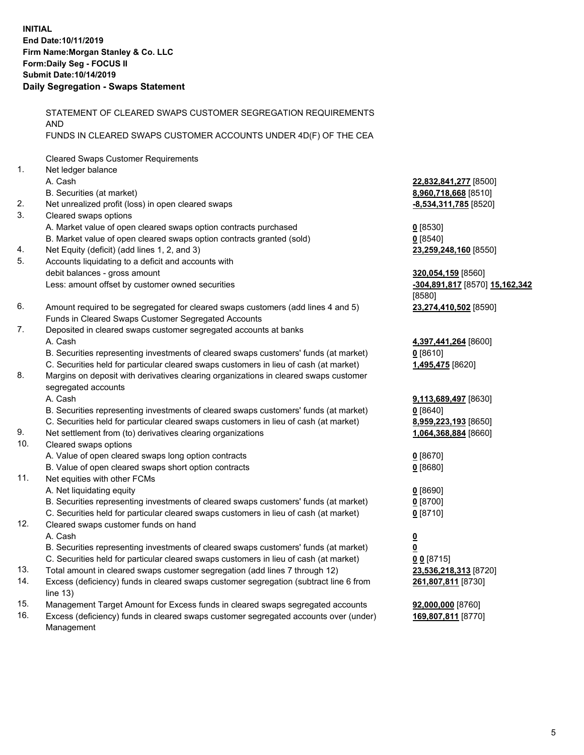**INITIAL**
**End Date:10/11/2019**
**Firm Name:Morgan Stanley & Co. LLC**
**Form:Daily Seg - FOCUS II**
**Submit Date:10/14/2019**
**Daily Segregation - Swaps Statement**

STATEMENT OF CLEARED SWAPS CUSTOMER SEGREGATION REQUIREMENTS AND FUNDS IN CLEARED SWAPS CUSTOMER ACCOUNTS UNDER 4D(F) OF THE CEA

| | | |
|---|---|---|
| | Cleared Swaps Customer Requirements | |
| 1. | Net ledger balance | |
| | A. Cash | **22,832,841,277** [8500] |
| | B. Securities (at market) | **8,960,718,668** [8510] |
| 2. | Net unrealized profit (loss) in open cleared swaps | **-8,534,311,785** [8520] |
| 3. | Cleared swaps options | |
| | A. Market value of open cleared swaps option contracts purchased | **0** [8530] |
| | B. Market value of open cleared swaps option contracts granted (sold) | **0** [8540] |
| 4. | Net Equity (deficit) (add lines 1, 2, and 3) | **23,259,248,160** [8550] |
| 5. | Accounts liquidating to a deficit and accounts with debit balances - gross amount | **320,054,159** [8560] |
| | Less: amount offset by customer owned securities | **-304,891,817** [8570] **15,162,342** [8580] |
| 6. | Amount required to be segregated for cleared swaps customers (add lines 4 and 5) | **23,274,410,502** [8590] |
| | Funds in Cleared Swaps Customer Segregated Accounts | |
| 7. | Deposited in cleared swaps customer segregated accounts at banks | |
| | A. Cash | **4,397,441,264** [8600] |
| | B. Securities representing investments of cleared swaps customers' funds (at market) | **0** [8610] |
| | C. Securities held for particular cleared swaps customers in lieu of cash (at market) | **1,495,475** [8620] |
| 8. | Margins on deposit with derivatives clearing organizations in cleared swaps customer segregated accounts | |
| | A. Cash | **9,113,689,497** [8630] |
| | B. Securities representing investments of cleared swaps customers' funds (at market) | **0** [8640] |
| | C. Securities held for particular cleared swaps customers in lieu of cash (at market) | **8,959,223,193** [8650] |
| 9. | Net settlement from (to) derivatives clearing organizations | **1,064,368,884** [8660] |
| 10. | Cleared swaps options | |
| | A. Value of open cleared swaps long option contracts | **0** [8670] |
| | B. Value of open cleared swaps short option contracts | **0** [8680] |
| 11. | Net equities with other FCMs | |
| | A. Net liquidating equity | **0** [8690] |
| | B. Securities representing investments of cleared swaps customers' funds (at market) | **0** [8700] |
| | C. Securities held for particular cleared swaps customers in lieu of cash (at market) | **0** [8710] |
| 12. | Cleared swaps customer funds on hand | |
| | A. Cash | **0** |
| | B. Securities representing investments of cleared swaps customers' funds (at market) | **0** |
| | C. Securities held for particular cleared swaps customers in lieu of cash (at market) | **0** **0** [8715] |
| 13. | Total amount in cleared swaps customer segregation (add lines 7 through 12) | **23,536,218,313** [8720] |
| 14. | Excess (deficiency) funds in cleared swaps customer segregation (subtract line 6 from line 13) | **261,807,811** [8730] |
| 15. | Management Target Amount for Excess funds in cleared swaps segregated accounts | **92,000,000** [8760] |
| 16. | Excess (deficiency) funds in cleared swaps customer segregated accounts over (under) Management | **169,807,811** [8770] |